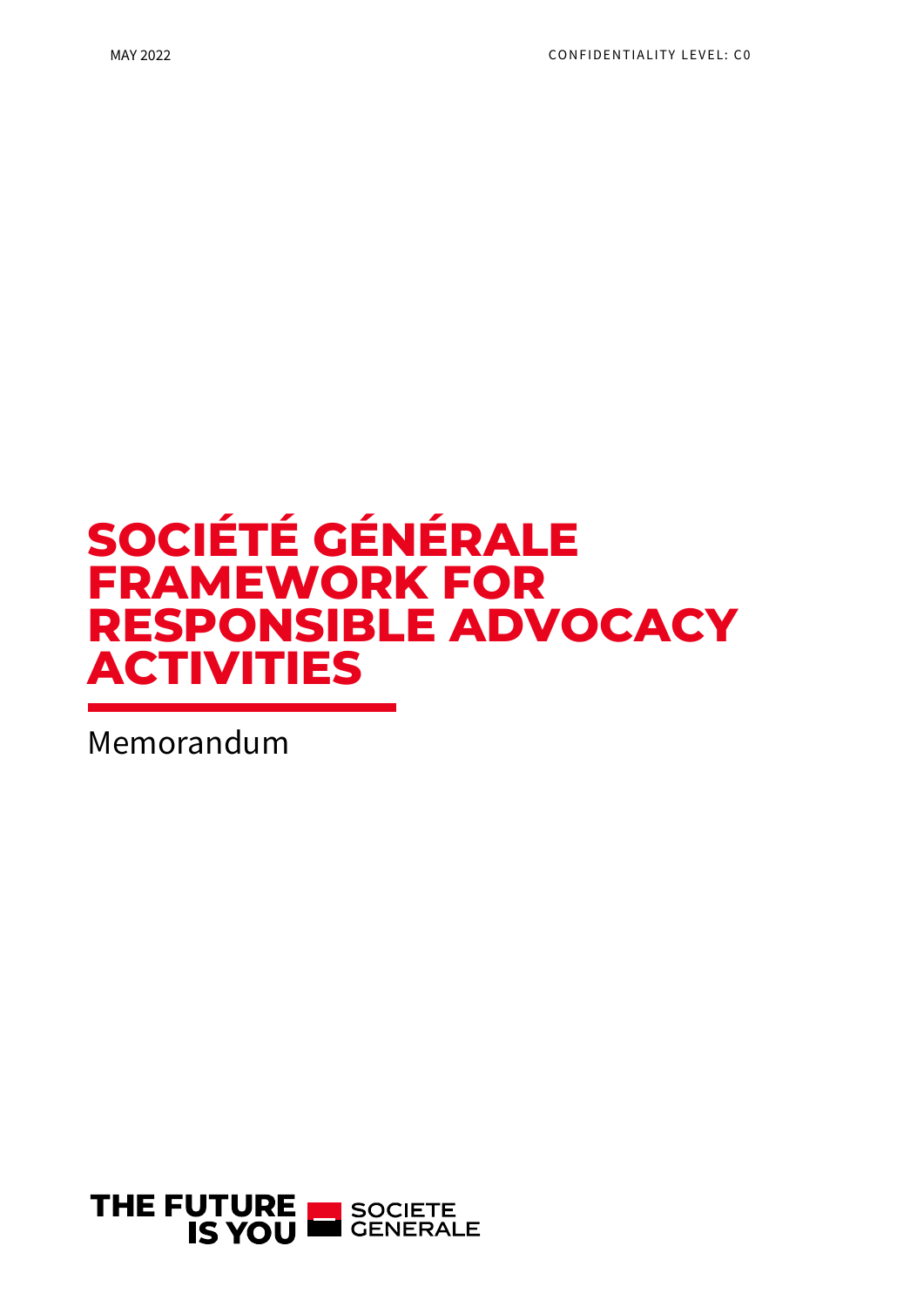MAY 2022

CONFIDENTIALITY LEVEL: C0

# SOCIÉTÉ GÉNÉRALE FRAMEWORK FOR RESPONSIBLE ADVOCACY ACTIVITIES

Memorandum

THE FUTURE IS YOU SOCIETE GENERALE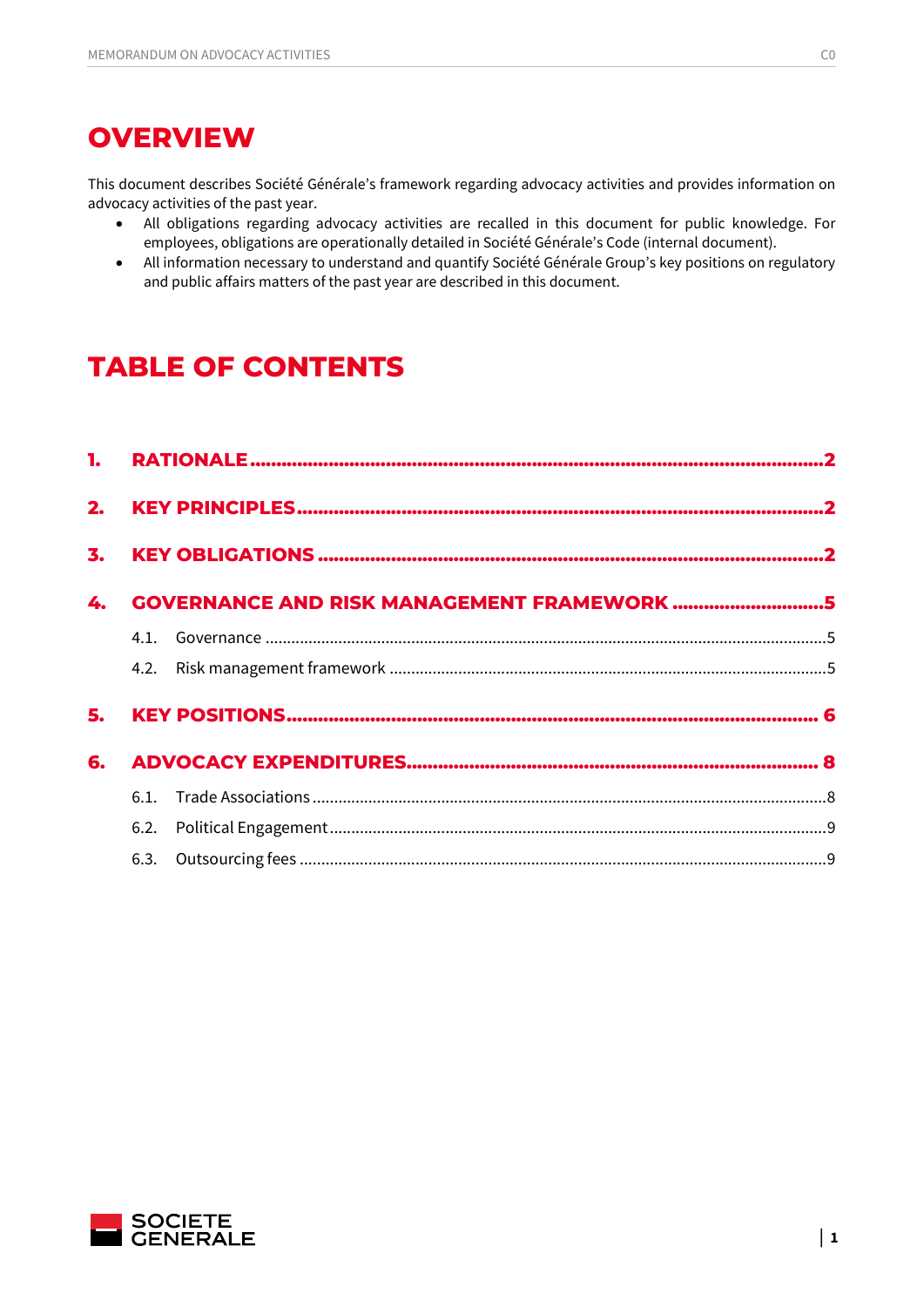# OVERVIEW

This document describes Société Générale's framework regarding advocacy activities and provides information on advocacy activities of the past year.

- All obligations regarding advocacy activities are recalled in this document for public knowledge. For employees, obligations are operationally detailed in Société Générale's Code (internal document).
- All information necessary to understand and quantify Société Générale Group's key positions on regulatory and public affairs matters of the past year are described in this document.

# TABLE OF CONTENTS

**1. RATIONALE** .......... 2

**2. KEY PRINCIPLES** .......... 2

**3. KEY OBLIGATIONS** .......... 2

**4. GOVERNANCE AND RISK MANAGEMENT FRAMEWORK** .......... 5

- 4.1. Governance .......... 5
- 4.2. Risk management framework .......... 5

**5. KEY POSITIONS** .......... 6

**6. ADVOCACY EXPENDITURES** .......... 8

- 6.1. Trade Associations .......... 8
- 6.2. Political Engagement .......... 9
- 6.3. Outsourcing fees .......... 9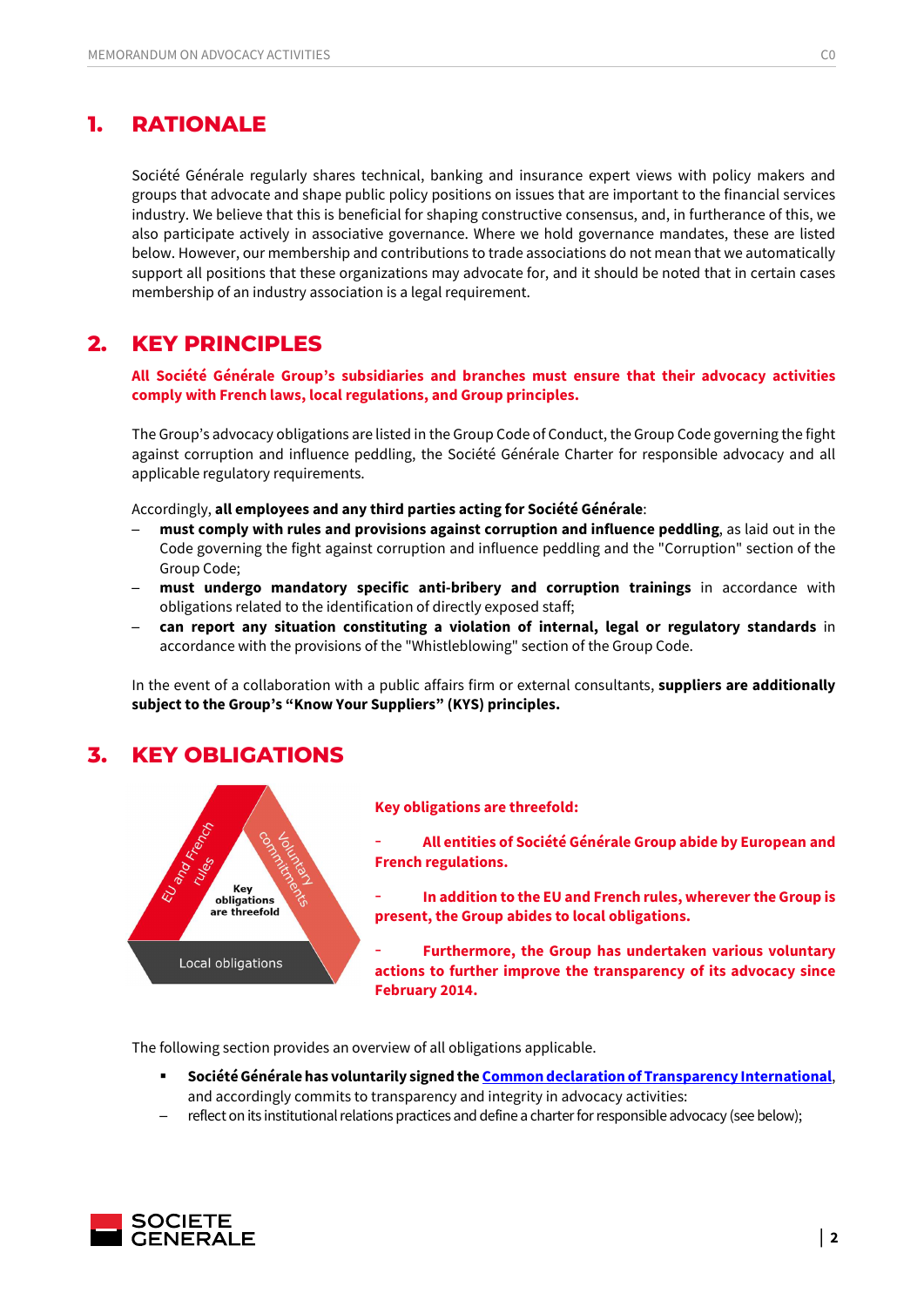# 1. RATIONALE

Société Générale regularly shares technical, banking and insurance expert views with policy makers and groups that advocate and shape public policy positions on issues that are important to the financial services industry. We believe that this is beneficial for shaping constructive consensus, and, in furtherance of this, we also participate actively in associative governance. Where we hold governance mandates, these are listed below. However, our membership and contributions to trade associations do not mean that we automatically support all positions that these organizations may advocate for, and it should be noted that in certain cases membership of an industry association is a legal requirement.

# 2. KEY PRINCIPLES

**All Société Générale Group's subsidiaries and branches must ensure that their advocacy activities comply with French laws, local regulations, and Group principles.**

The Group's advocacy obligations are listed in the Group Code of Conduct, the Group Code governing the fight against corruption and influence peddling, the Société Générale Charter for responsible advocacy and all applicable regulatory requirements.

Accordingly, **all employees and any third parties acting for Société Générale**:

- **must comply with rules and provisions against corruption and influence peddling**, as laid out in the Code governing the fight against corruption and influence peddling and the "Corruption" section of the Group Code;
- **must undergo mandatory specific anti-bribery and corruption trainings** in accordance with obligations related to the identification of directly exposed staff;
- **can report any situation constituting a violation of internal, legal or regulatory standards** in accordance with the provisions of the "Whistleblowing" section of the Group Code.

In the event of a collaboration with a public affairs firm or external consultants, **suppliers are additionally subject to the Group's "Know Your Suppliers" (KYS) principles.**

# 3. KEY OBLIGATIONS

EU and French rules | Voluntary commitments | Local obligations | Key obligations are threefold

**Key obligations are threefold:**

- **All entities of Société Générale Group abide by European and French regulations.**
- **In addition to the EU and French rules, wherever the Group is present, the Group abides to local obligations.**
- **Furthermore, the Group has undertaken various voluntary actions to further improve the transparency of its advocacy since February 2014.**

The following section provides an overview of all obligations applicable.

- **Société Générale has voluntarily signed the Common declaration of Transparency International**, and accordingly commits to transparency and integrity in advocacy activities:
  - reflect on its institutional relations practices and define a charter for responsible advocacy (see below);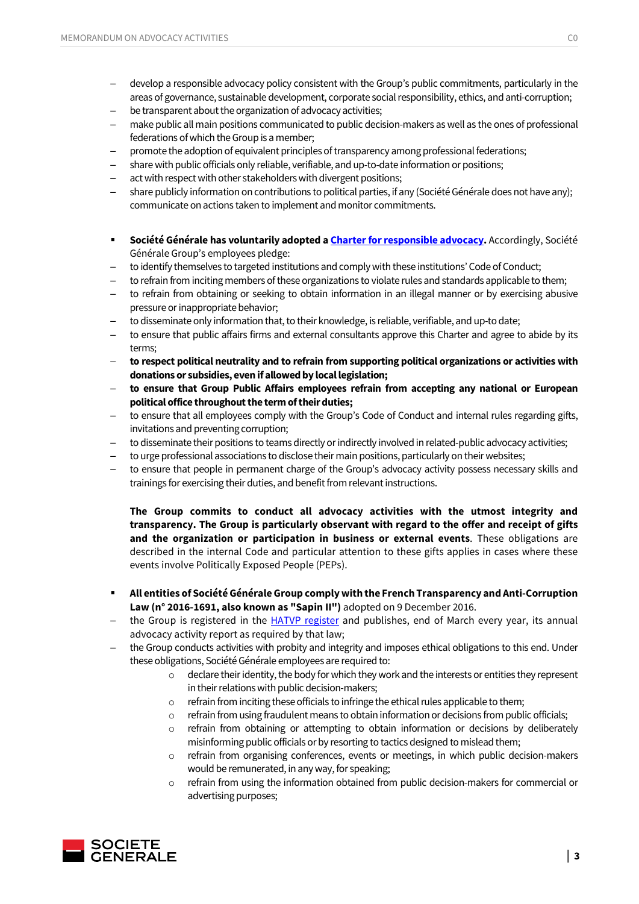- develop a responsible advocacy policy consistent with the Group's public commitments, particularly in the areas of governance, sustainable development, corporate social responsibility, ethics, and anti-corruption;
- be transparent about the organization of advocacy activities;
- make public all main positions communicated to public decision-makers as well as the ones of professional federations of which the Group is a member;
- promote the adoption of equivalent principles of transparency among professional federations;
- share with public officials only reliable, verifiable, and up-to-date information or positions;
- act with respect with other stakeholders with divergent positions;
- share publicly information on contributions to political parties, if any (Société Générale does not have any); communicate on actions taken to implement and monitor commitments.

- **Société Générale has voluntarily adopted a Charter for responsible advocacy.** Accordingly, Société Générale Group's employees pledge:
  - to identify themselves to targeted institutions and comply with these institutions' Code of Conduct;
  - to refrain from inciting members of these organizations to violate rules and standards applicable to them;
  - to refrain from obtaining or seeking to obtain information in an illegal manner or by exercising abusive pressure or inappropriate behavior;
  - to disseminate only information that, to their knowledge, is reliable, verifiable, and up-to date;
  - to ensure that public affairs firms and external consultants approve this Charter and agree to abide by its terms;
  - **to respect political neutrality and to refrain from supporting political organizations or activities with donations or subsidies, even if allowed by local legislation;**
  - **to ensure that Group Public Affairs employees refrain from accepting any national or European political office throughout the term of their duties;**
  - to ensure that all employees comply with the Group's Code of Conduct and internal rules regarding gifts, invitations and preventing corruption;
  - to disseminate their positions to teams directly or indirectly involved in related-public advocacy activities;
  - to urge professional associations to disclose their main positions, particularly on their websites;
  - to ensure that people in permanent charge of the Group's advocacy activity possess necessary skills and trainings for exercising their duties, and benefit from relevant instructions.

  **The Group commits to conduct all advocacy activities with the utmost integrity and transparency. The Group is particularly observant with regard to the offer and receipt of gifts and the organization or participation in business or external events**. These obligations are described in the internal Code and particular attention to these gifts applies in cases where these events involve Politically Exposed People (PEPs).

- **All entities of Société Générale Group comply with the French Transparency and Anti-Corruption Law (n° 2016-1691, also known as "Sapin II")** adopted on 9 December 2016.
  - the Group is registered in the HATVP register and publishes, end of March every year, its annual advocacy activity report as required by that law;
  - the Group conducts activities with probity and integrity and imposes ethical obligations to this end. Under these obligations, Société Générale employees are required to:
    - declare their identity, the body for which they work and the interests or entities they represent in their relations with public decision-makers;
    - refrain from inciting these officials to infringe the ethical rules applicable to them;
    - refrain from using fraudulent means to obtain information or decisions from public officials;
    - refrain from obtaining or attempting to obtain information or decisions by deliberately misinforming public officials or by resorting to tactics designed to mislead them;
    - refrain from organising conferences, events or meetings, in which public decision-makers would be remunerated, in any way, for speaking;
    - refrain from using the information obtained from public decision-makers for commercial or advertising purposes;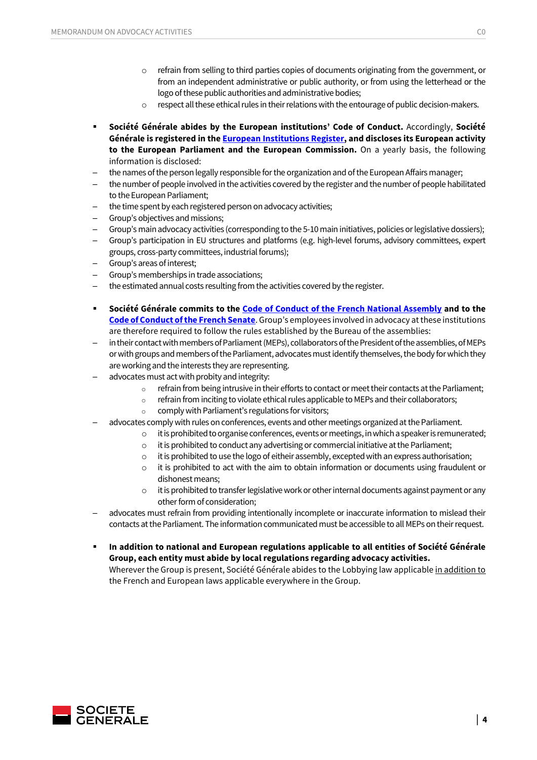- refrain from selling to third parties copies of documents originating from the government, or from an independent administrative or public authority, or from using the letterhead or the logo of these public authorities and administrative bodies;
    - respect all these ethical rules in their relations with the entourage of public decision-makers.

- **Société Générale abides by the European institutions' Code of Conduct.** Accordingly, **Société Générale is registered in the European Institutions Register, and discloses its European activity to the European Parliament and the European Commission.** On a yearly basis, the following information is disclosed:

– the names of the person legally responsible for the organization and of the European Affairs manager;
– the number of people involved in the activities covered by the register and the number of people habilitated to the European Parliament;
– the time spent by each registered person on advocacy activities;
– Group's objectives and missions;
– Group's main advocacy activities (corresponding to the 5-10 main initiatives, policies or legislative dossiers);
– Group's participation in EU structures and platforms (e.g. high-level forums, advisory committees, expert groups, cross-party committees, industrial forums);
– Group's areas of interest;
– Group's memberships in trade associations;
– the estimated annual costs resulting from the activities covered by the register.

- **Société Générale commits to the Code of Conduct of the French National Assembly and to the Code of Conduct of the French Senate**. Group's employees involved in advocacy at these institutions are therefore required to follow the rules established by the Bureau of the assemblies:

– in their contact with members of Parliament (MEPs), collaborators of the President of the assemblies, of MEPs or with groups and members of the Parliament, advocates must identify themselves, the body for which they are working and the interests they are representing.
– advocates must act with probity and integrity:
    - refrain from being intrusive in their efforts to contact or meet their contacts at the Parliament;
    - refrain from inciting to violate ethical rules applicable to MEPs and their collaborators;
    - comply with Parliament's regulations for visitors;
– advocates comply with rules on conferences, events and other meetings organized at the Parliament.
    - it is prohibited to organise conferences, events or meetings, in which a speaker is remunerated;
    - it is prohibited to conduct any advertising or commercial initiative at the Parliament;
    - it is prohibited to use the logo of either assembly, excepted with an express authorisation;
    - it is prohibited to act with the aim to obtain information or documents using fraudulent or dishonest means;
    - it is prohibited to transfer legislative work or other internal documents against payment or any other form of consideration;
– advocates must refrain from providing intentionally incomplete or inaccurate information to mislead their contacts at the Parliament. The information communicated must be accessible to all MEPs on their request.

- **In addition to national and European regulations applicable to all entities of Société Générale Group, each entity must abide by local regulations regarding advocacy activities.**
  Wherever the Group is present, Société Générale abides to the Lobbying law applicable in addition to the French and European laws applicable everywhere in the Group.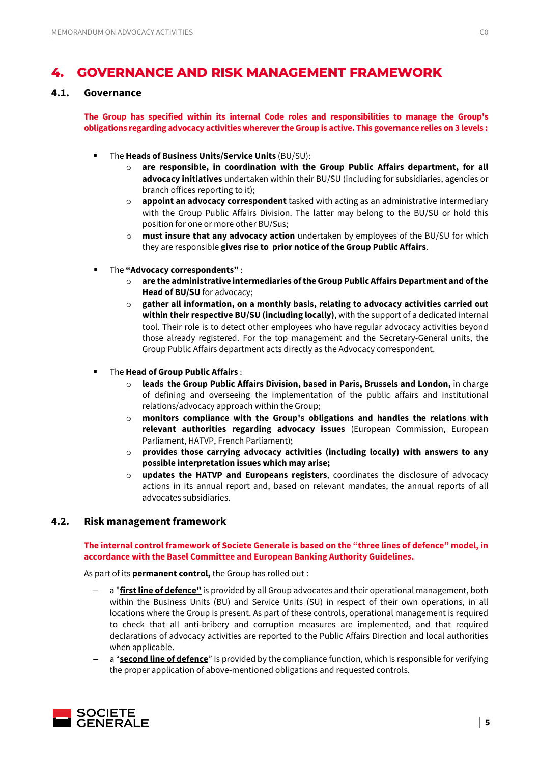# 4. GOVERNANCE AND RISK MANAGEMENT FRAMEWORK

## 4.1. Governance

**The Group has specified within its internal Code roles and responsibilities to manage the Group's obligations regarding advocacy activities <u>wherever the Group is active</u>. This governance relies on 3 levels :**

- The **Heads of Business Units/Service Units** (BU/SU):
  - **are responsible, in coordination with the Group Public Affairs department, for all advocacy initiatives** undertaken within their BU/SU (including for subsidiaries, agencies or branch offices reporting to it);
  - **appoint an advocacy correspondent** tasked with acting as an administrative intermediary with the Group Public Affairs Division. The latter may belong to the BU/SU or hold this position for one or more other BU/Sus;
  - **must insure that any advocacy action** undertaken by employees of the BU/SU for which they are responsible **gives rise to prior notice of the Group Public Affairs**.

- The **"Advocacy correspondents"** :
  - **are the administrative intermediaries of the Group Public Affairs Department and of the Head of BU/SU** for advocacy;
  - **gather all information, on a monthly basis, relating to advocacy activities carried out within their respective BU/SU (including locally)**, with the support of a dedicated internal tool. Their role is to detect other employees who have regular advocacy activities beyond those already registered. For the top management and the Secretary-General units, the Group Public Affairs department acts directly as the Advocacy correspondent.

- The **Head of Group Public Affairs** :
  - **leads the Group Public Affairs Division, based in Paris, Brussels and London,** in charge of defining and overseeing the implementation of the public affairs and institutional relations/advocacy approach within the Group;
  - **monitors compliance with the Group's obligations and handles the relations with relevant authorities regarding advocacy issues** (European Commission, European Parliament, HATVP, French Parliament);
  - **provides those carrying advocacy activities (including locally) with answers to any possible interpretation issues which may arise;**
  - **updates the HATVP and Europeans registers**, coordinates the disclosure of advocacy actions in its annual report and, based on relevant mandates, the annual reports of all advocates subsidiaries.

## 4.2. Risk management framework

**The internal control framework of Societe Generale is based on the "three lines of defence" model, in accordance with the Basel Committee and European Banking Authority Guidelines.**

As part of its **permanent control,** the Group has rolled out :

- a "**<u>first line of defence"</u>** is provided by all Group advocates and their operational management, both within the Business Units (BU) and Service Units (SU) in respect of their own operations, in all locations where the Group is present. As part of these controls, operational management is required to check that all anti-bribery and corruption measures are implemented, and that required declarations of advocacy activities are reported to the Public Affairs Direction and local authorities when applicable.
- a "**<u>second line of defence</u>**" is provided by the compliance function, which is responsible for verifying the proper application of above-mentioned obligations and requested controls.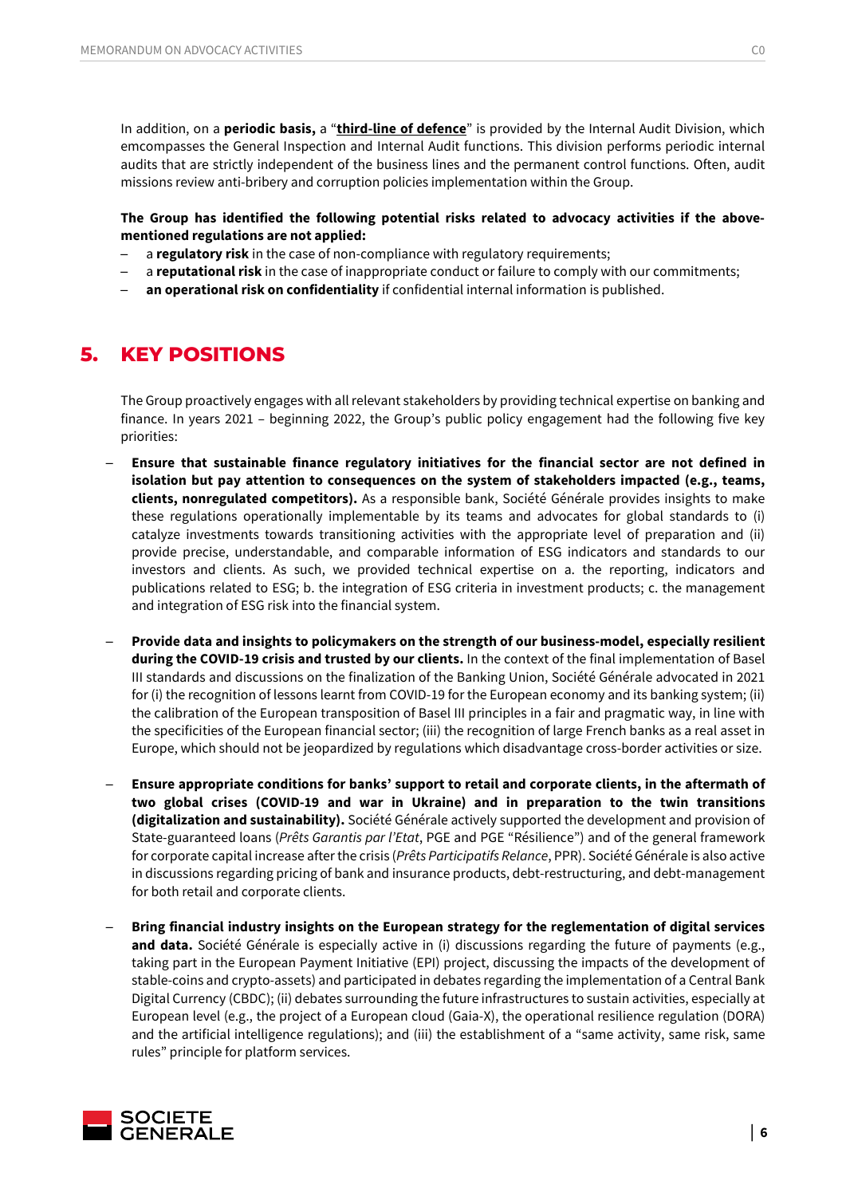In addition, on a **periodic basis,** a "**third-line of defence**" is provided by the Internal Audit Division, which emcompasses the General Inspection and Internal Audit functions. This division performs periodic internal audits that are strictly independent of the business lines and the permanent control functions. Often, audit missions review anti-bribery and corruption policies implementation within the Group.

**The Group has identified the following potential risks related to advocacy activities if the above-mentioned regulations are not applied:**

- a **regulatory risk** in the case of non-compliance with regulatory requirements;
- a **reputational risk** in the case of inappropriate conduct or failure to comply with our commitments;
- **an operational risk on confidentiality** if confidential internal information is published.

# 5. KEY POSITIONS

The Group proactively engages with all relevant stakeholders by providing technical expertise on banking and finance. In years 2021 – beginning 2022, the Group's public policy engagement had the following five key priorities:

- **Ensure that sustainable finance regulatory initiatives for the financial sector are not defined in isolation but pay attention to consequences on the system of stakeholders impacted (e.g., teams, clients, nonregulated competitors).** As a responsible bank, Société Générale provides insights to make these regulations operationally implementable by its teams and advocates for global standards to (i) catalyze investments towards transitioning activities with the appropriate level of preparation and (ii) provide precise, understandable, and comparable information of ESG indicators and standards to our investors and clients. As such, we provided technical expertise on a. the reporting, indicators and publications related to ESG; b. the integration of ESG criteria in investment products; c. the management and integration of ESG risk into the financial system.

- **Provide data and insights to policymakers on the strength of our business-model, especially resilient during the COVID-19 crisis and trusted by our clients.** In the context of the final implementation of Basel III standards and discussions on the finalization of the Banking Union, Société Générale advocated in 2021 for (i) the recognition of lessons learnt from COVID-19 for the European economy and its banking system; (ii) the calibration of the European transposition of Basel III principles in a fair and pragmatic way, in line with the specificities of the European financial sector; (iii) the recognition of large French banks as a real asset in Europe, which should not be jeopardized by regulations which disadvantage cross-border activities or size.

- **Ensure appropriate conditions for banks' support to retail and corporate clients, in the aftermath of two global crises (COVID-19 and war in Ukraine) and in preparation to the twin transitions (digitalization and sustainability).** Société Générale actively supported the development and provision of State-guaranteed loans (*Prêts Garantis par l'Etat*, PGE and PGE "Résilience") and of the general framework for corporate capital increase after the crisis (*Prêts Participatifs Relance*, PPR). Société Générale is also active in discussions regarding pricing of bank and insurance products, debt-restructuring, and debt-management for both retail and corporate clients.

- **Bring financial industry insights on the European strategy for the reglementation of digital services and data.** Société Générale is especially active in (i) discussions regarding the future of payments (e.g., taking part in the European Payment Initiative (EPI) project, discussing the impacts of the development of stable-coins and crypto-assets) and participated in debates regarding the implementation of a Central Bank Digital Currency (CBDC); (ii) debates surrounding the future infrastructures to sustain activities, especially at European level (e.g., the project of a European cloud (Gaia-X), the operational resilience regulation (DORA) and the artificial intelligence regulations); and (iii) the establishment of a "same activity, same risk, same rules" principle for platform services.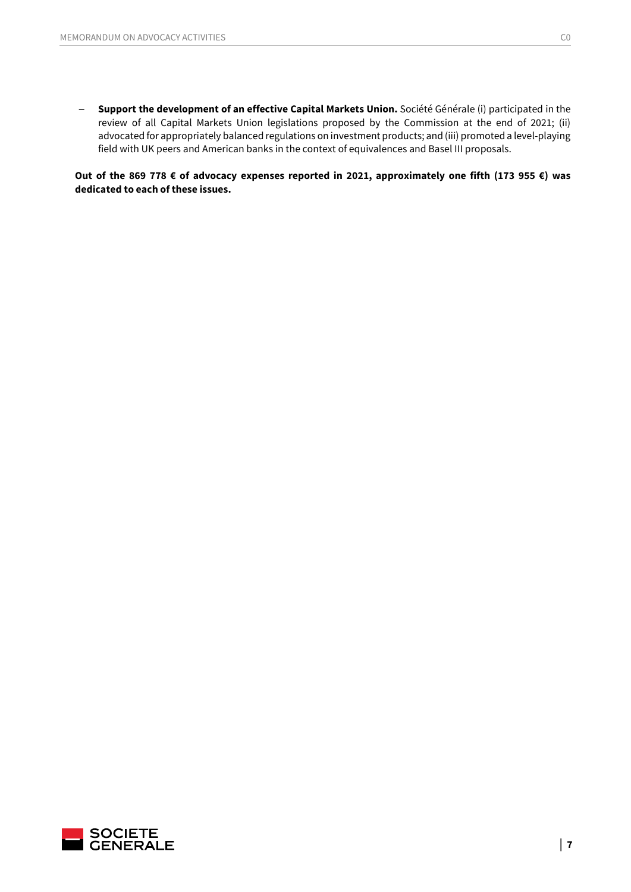- **Support the development of an effective Capital Markets Union.** Société Générale (i) participated in the review of all Capital Markets Union legislations proposed by the Commission at the end of 2021; (ii) advocated for appropriately balanced regulations on investment products; and (iii) promoted a level-playing field with UK peers and American banks in the context of equivalences and Basel III proposals.

**Out of the 869 778 € of advocacy expenses reported in 2021, approximately one fifth (173 955 €) was dedicated to each of these issues.**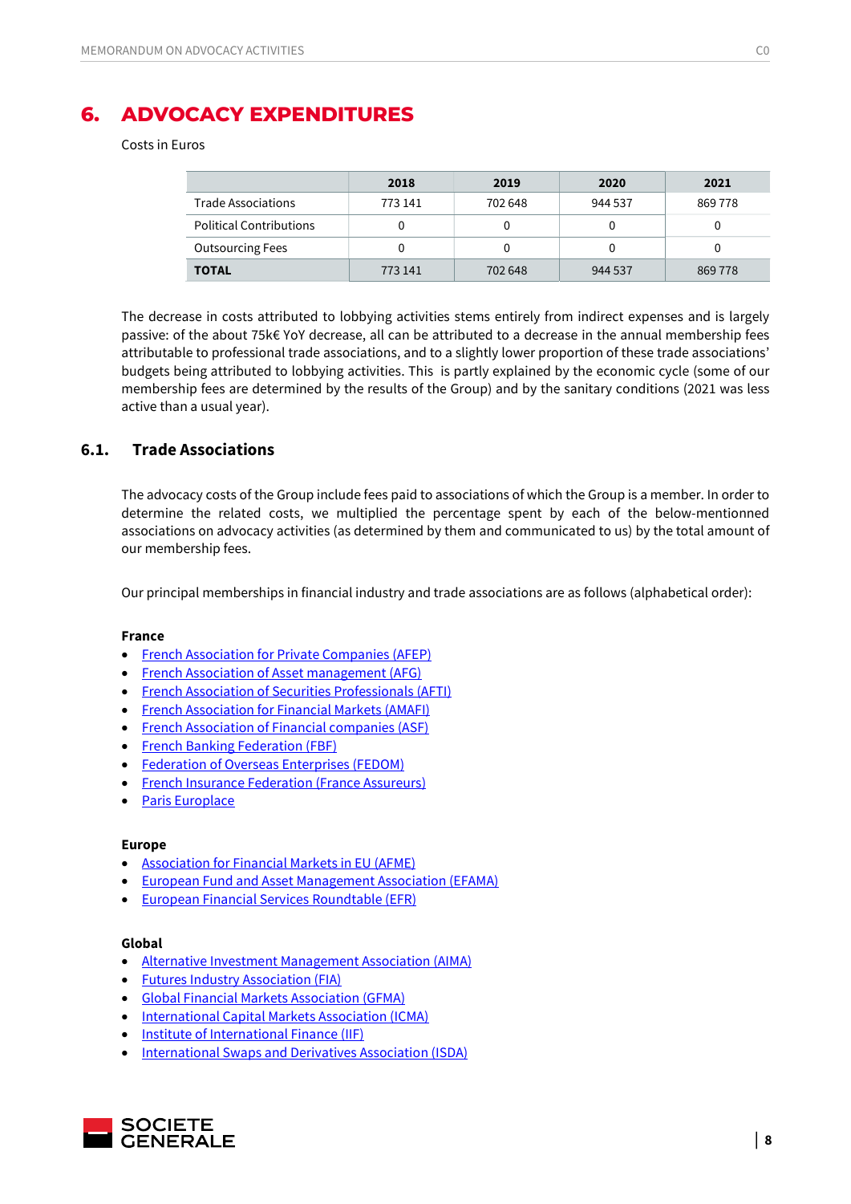# 6. ADVOCACY EXPENDITURES

Costs in Euros

| | 2018 | 2019 | 2020 | 2021 |
|---|---|---|---|---|
| Trade Associations | 773 141 | 702 648 | 944 537 | 869 778 |
| Political Contributions | 0 | 0 | 0 | 0 |
| Outsourcing Fees | 0 | 0 | 0 | 0 |
| **TOTAL** | 773 141 | 702 648 | 944 537 | 869 778 |

The decrease in costs attributed to lobbying activities stems entirely from indirect expenses and is largely passive: of the about 75k€ YoY decrease, all can be attributed to a decrease in the annual membership fees attributable to professional trade associations, and to a slightly lower proportion of these trade associations' budgets being attributed to lobbying activities. This is partly explained by the economic cycle (some of our membership fees are determined by the results of the Group) and by the sanitary conditions (2021 was less active than a usual year).

## 6.1. Trade Associations

The advocacy costs of the Group include fees paid to associations of which the Group is a member. In order to determine the related costs, we multiplied the percentage spent by each of the below-mentionned associations on advocacy activities (as determined by them and communicated to us) by the total amount of our membership fees.

Our principal memberships in financial industry and trade associations are as follows (alphabetical order):

**France**

- French Association for Private Companies (AFEP)
- French Association of Asset management (AFG)
- French Association of Securities Professionals (AFTI)
- French Association for Financial Markets (AMAFI)
- French Association of Financial companies (ASF)
- French Banking Federation (FBF)
- Federation of Overseas Enterprises (FEDOM)
- French Insurance Federation (France Assureurs)
- Paris Europlace

**Europe**

- Association for Financial Markets in EU (AFME)
- European Fund and Asset Management Association (EFAMA)
- European Financial Services Roundtable (EFR)

**Global**

- Alternative Investment Management Association (AIMA)
- Futures Industry Association (FIA)
- Global Financial Markets Association (GFMA)
- International Capital Markets Association (ICMA)
- Institute of International Finance (IIF)
- International Swaps and Derivatives Association (ISDA)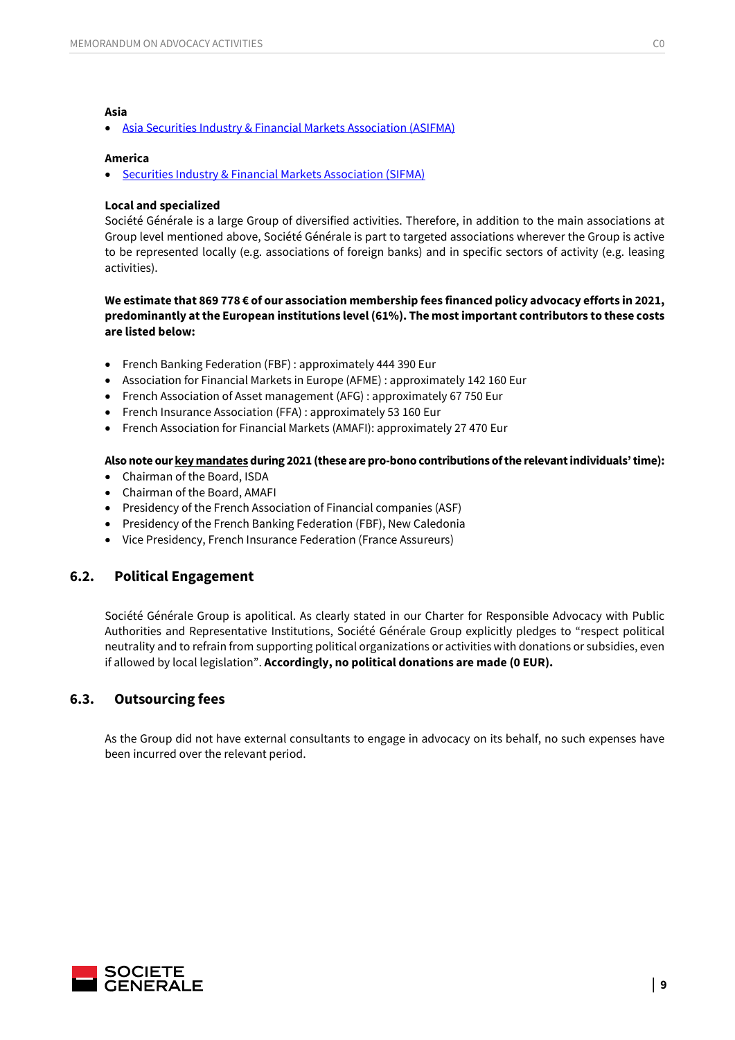**Asia**

- [Asia Securities Industry & Financial Markets Association (ASIFMA)]()

**America**

- [Securities Industry & Financial Markets Association (SIFMA)]()

**Local and specialized**

Société Générale is a large Group of diversified activities. Therefore, in addition to the main associations at Group level mentioned above, Société Générale is part to targeted associations wherever the Group is active to be represented locally (e.g. associations of foreign banks) and in specific sectors of activity (e.g. leasing activities).

**We estimate that 869 778 € of our association membership fees financed policy advocacy efforts in 2021, predominantly at the European institutions level (61%). The most important contributors to these costs are listed below:**

- French Banking Federation (FBF) : approximately 444 390 Eur
- Association for Financial Markets in Europe (AFME) : approximately 142 160 Eur
- French Association of Asset management (AFG) : approximately 67 750 Eur
- French Insurance Association (FFA) : approximately 53 160 Eur
- French Association for Financial Markets (AMAFI): approximately 27 470 Eur

**Also note our <u>key mandates</u> during 2021 (these are pro-bono contributions of the relevant individuals' time):**

- Chairman of the Board, ISDA
- Chairman of the Board, AMAFI
- Presidency of the French Association of Financial companies (ASF)
- Presidency of the French Banking Federation (FBF), New Caledonia
- Vice Presidency, French Insurance Federation (France Assureurs)

## 6.2. Political Engagement

Société Générale Group is apolitical. As clearly stated in our Charter for Responsible Advocacy with Public Authorities and Representative Institutions, Société Générale Group explicitly pledges to "respect political neutrality and to refrain from supporting political organizations or activities with donations or subsidies, even if allowed by local legislation". **Accordingly, no political donations are made (0 EUR).**

## 6.3. Outsourcing fees

As the Group did not have external consultants to engage in advocacy on its behalf, no such expenses have been incurred over the relevant period.